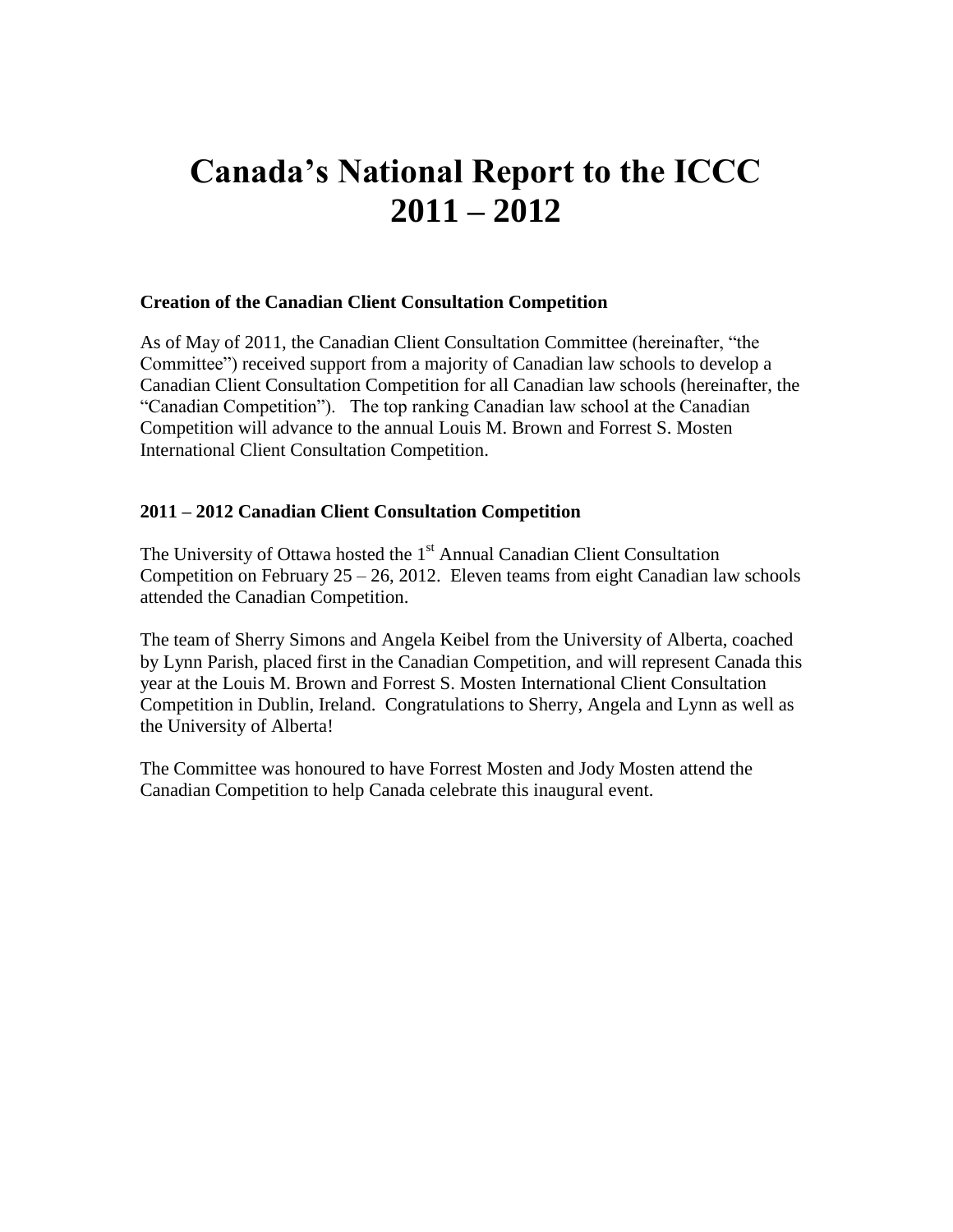# Canada's National Report to the ICCC 2011 – 2012

### Creation of the Canadian Client Consultation Competition

As of May of 2011, the Canadian Client Consultation Committee (hereinafter, "the Committee") received support from a majority of Canadian law schools to develop a Canadian Client Consultation Competition for all Canadian law schools (hereinafter, the "Canadian Competition"). The top ranking Canadian law school at the Canadian Competition will advance to the annual Louis M. Brown and Forrest S. Mosten International Client Consultation Competition.

### 2011 – 2012 Canadian Client Consultation Competition

The University of Ottawa hosted the 1st Annual Canadian Client Consultation Competition on February 25 – 26, 2012. Eleven teams from eight Canadian law schools attended the Canadian Competition.

The team of Sherry Simons and Angela Keibel from the University of Alberta, coached by Lynn Parish, placed first in the Canadian Competition, and will represent Canada this year at the Louis M. Brown and Forrest S. Mosten International Client Consultation Competition in Dublin, Ireland. Congratulations to Sherry, Angela and Lynn as well as the University of Alberta!

The Committee was honoured to have Forrest Mosten and Jody Mosten attend the Canadian Competition to help Canada celebrate this inaugural event.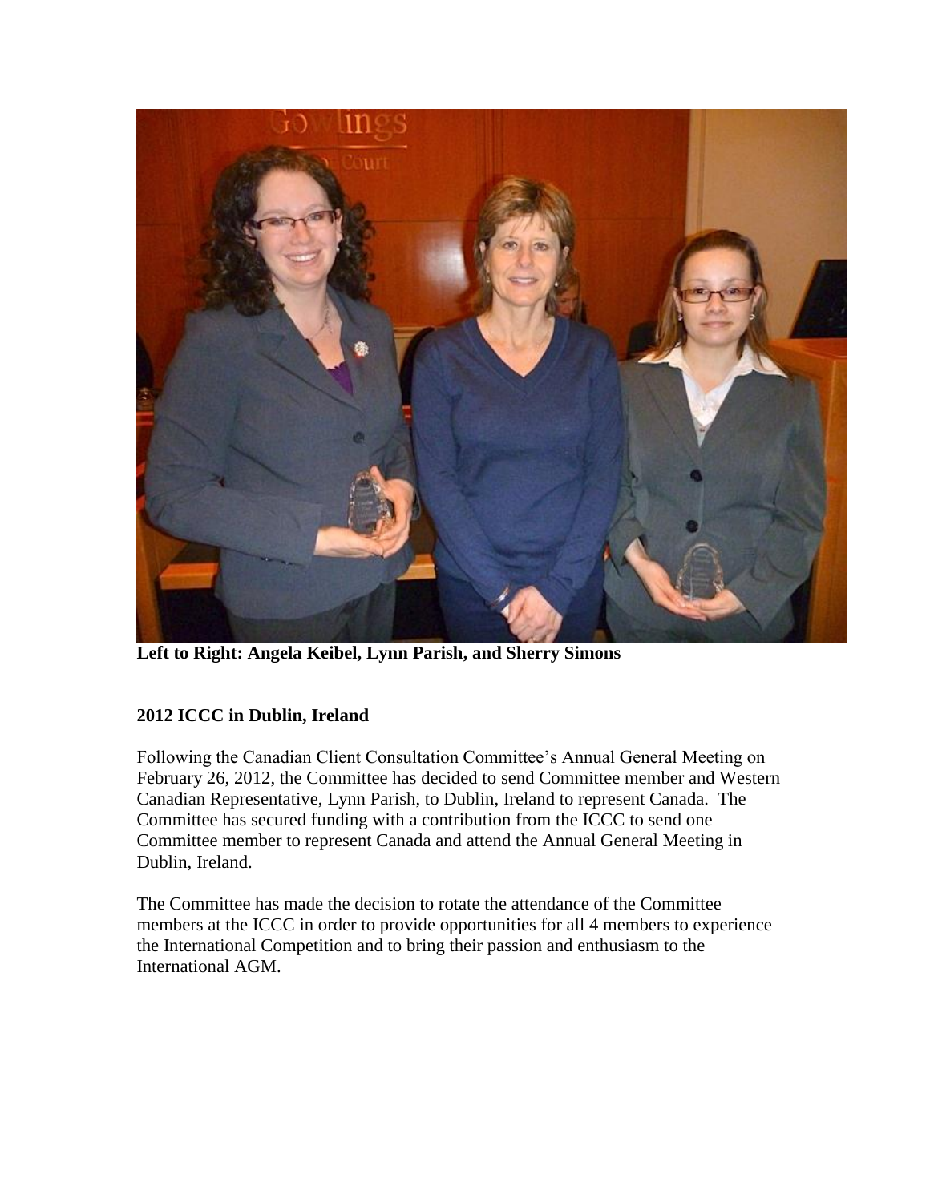**Left to Right: Angela Keibel, Lynn Parish, and Sherry Simons**

### 2012 ICCC in Dublin, Ireland

Following the Canadian Client Consultation Committee's Annual General Meeting on February 26, 2012, the Committee has decided to send Committee member and Western Canadian Representative, Lynn Parish, to Dublin, Ireland to represent Canada. The Committee has secured funding with a contribution from the ICCC to send one Committee member to represent Canada and attend the Annual General Meeting in Dublin, Ireland.

The Committee has made the decision to rotate the attendance of the Committee members at the ICCC in order to provide opportunities for all 4 members to experience the International Competition and to bring their passion and enthusiasm to the International AGM.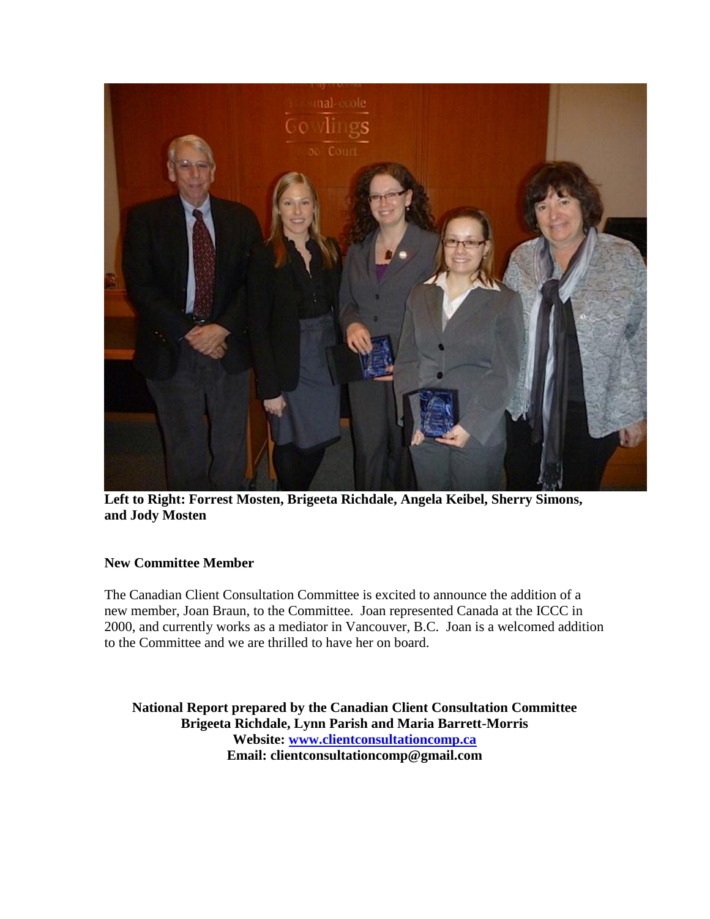**Left to Right: Forrest Mosten, Brigeeta Richdale, Angela Keibel, Sherry Simons, and Jody Mosten**

### New Committee Member

The Canadian Client Consultation Committee is excited to announce the addition of a new member, Joan Braun, to the Committee. Joan represented Canada at the ICCC in 2000, and currently works as a mediator in Vancouver, B.C. Joan is a welcomed addition to the Committee and we are thrilled to have her on board.

**National Report prepared by the Canadian Client Consultation Committee**
**Brigeeta Richdale, Lynn Parish and Maria Barrett-Morris**
**Website: [www.clientconsultationcomp.ca](http://www.clientconsultationcomp.ca)**
**Email: clientconsultationcomp@gmail.com**